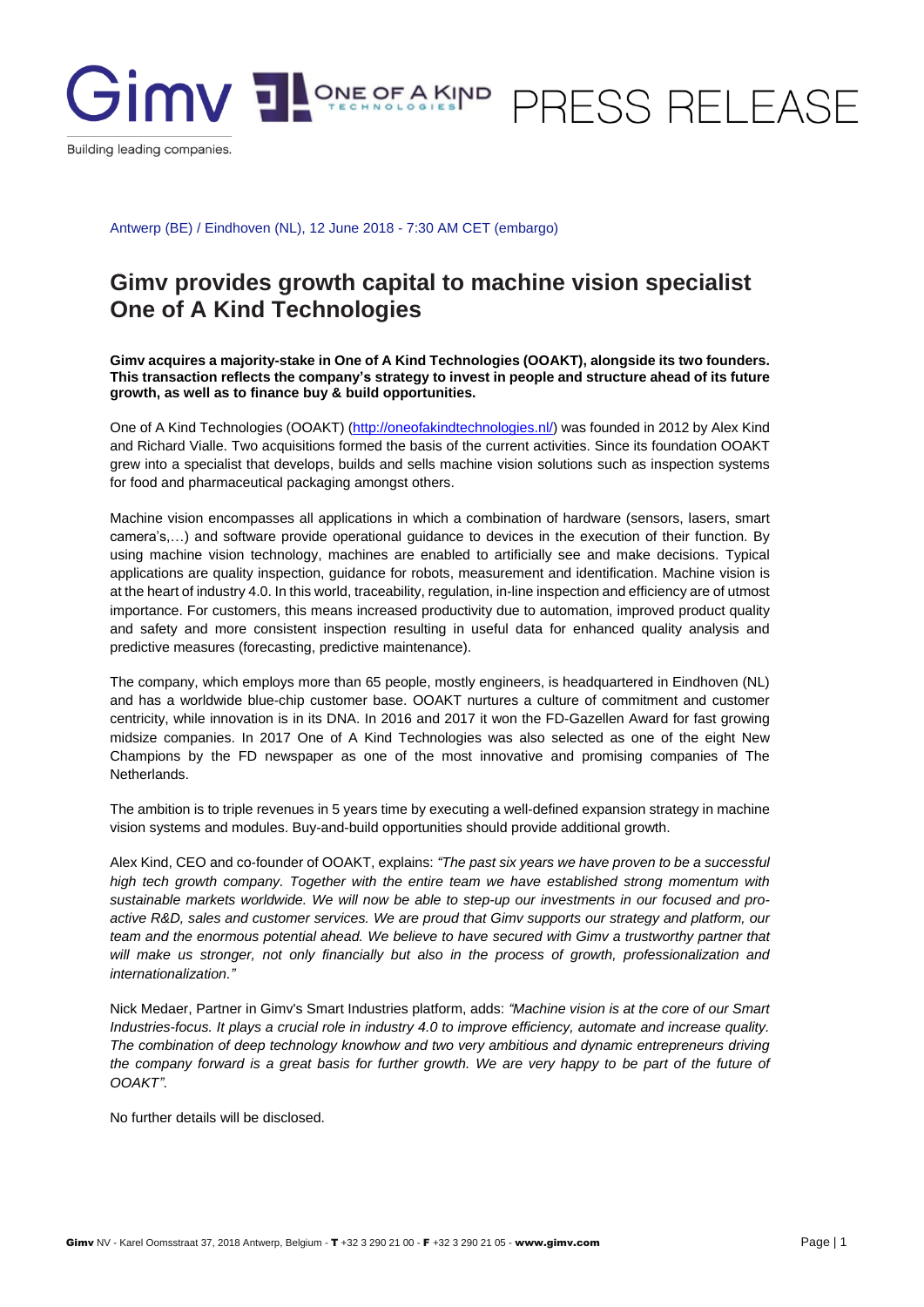PRESS RELEASE

Antwerp (BE) / Eindhoven (NL), 12 June 2018 - 7:30 AM CET (embargo)

# Gimv provides growth capital to machine vision specialist One of A Kind Technologies

**Gimv acquires a majority-stake in One of A Kind Technologies (OOAKT), alongside its two founders. This transaction reflects the company's strategy to invest in people and structure ahead of its future growth, as well as to finance buy & build opportunities.**

One of A Kind Technologies (OOAKT) (http://oneofakindtechnologies.nl/) was founded in 2012 by Alex Kind and Richard Vialle. Two acquisitions formed the basis of the current activities. Since its foundation OOAKT grew into a specialist that develops, builds and sells machine vision solutions such as inspection systems for food and pharmaceutical packaging amongst others.

Machine vision encompasses all applications in which a combination of hardware (sensors, lasers, smart camera's,…) and software provide operational guidance to devices in the execution of their function. By using machine vision technology, machines are enabled to artificially see and make decisions. Typical applications are quality inspection, guidance for robots, measurement and identification. Machine vision is at the heart of industry 4.0. In this world, traceability, regulation, in-line inspection and efficiency are of utmost importance. For customers, this means increased productivity due to automation, improved product quality and safety and more consistent inspection resulting in useful data for enhanced quality analysis and predictive measures (forecasting, predictive maintenance).

The company, which employs more than 65 people, mostly engineers, is headquartered in Eindhoven (NL) and has a worldwide blue-chip customer base. OOAKT nurtures a culture of commitment and customer centricity, while innovation is in its DNA. In 2016 and 2017 it won the FD-Gazellen Award for fast growing midsize companies. In 2017 One of A Kind Technologies was also selected as one of the eight New Champions by the FD newspaper as one of the most innovative and promising companies of The Netherlands.

The ambition is to triple revenues in 5 years time by executing a well-defined expansion strategy in machine vision systems and modules. Buy-and-build opportunities should provide additional growth.

Alex Kind, CEO and co-founder of OOAKT, explains: *"The past six years we have proven to be a successful high tech growth company. Together with the entire team we have established strong momentum with sustainable markets worldwide. We will now be able to step-up our investments in our focused and pro-active R&D, sales and customer services. We are proud that Gimv supports our strategy and platform, our team and the enormous potential ahead. We believe to have secured with Gimv a trustworthy partner that will make us stronger, not only financially but also in the process of growth, professionalization and internationalization."*

Nick Medaer, Partner in Gimv's Smart Industries platform, adds: *"Machine vision is at the core of our Smart Industries-focus. It plays a crucial role in industry 4.0 to improve efficiency, automate and increase quality. The combination of deep technology knowhow and two very ambitious and dynamic entrepreneurs driving the company forward is a great basis for further growth. We are very happy to be part of the future of OOAKT".*

No further details will be disclosed.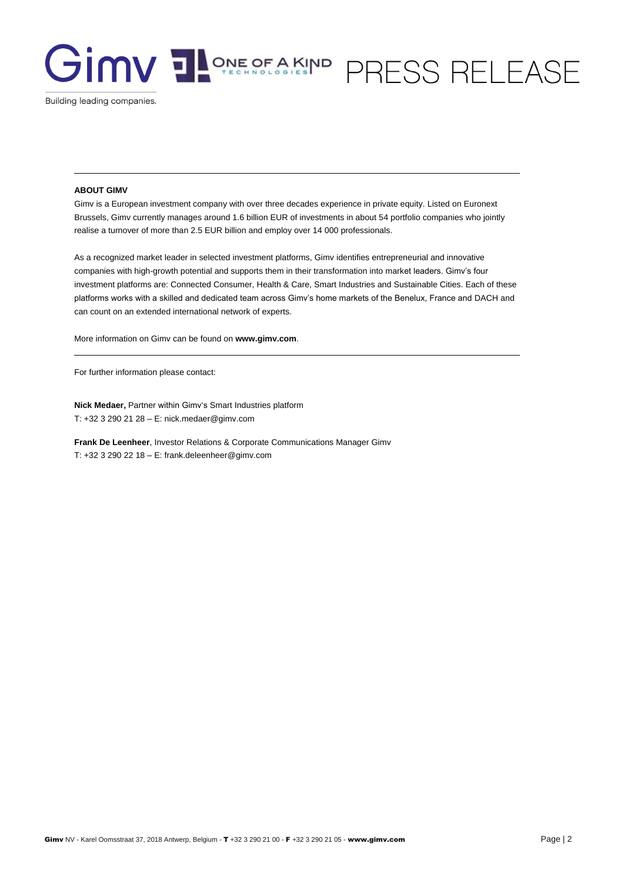## ABOUT GIMV

Gimv is a European investment company with over three decades experience in private equity. Listed on Euronext Brussels, Gimv currently manages around 1.6 billion EUR of investments in about 54 portfolio companies who jointly realise a turnover of more than 2.5 EUR billion and employ over 14 000 professionals.

As a recognized market leader in selected investment platforms, Gimv identifies entrepreneurial and innovative companies with high-growth potential and supports them in their transformation into market leaders. Gimv's four investment platforms are: Connected Consumer, Health & Care, Smart Industries and Sustainable Cities. Each of these platforms works with a skilled and dedicated team across Gimv's home markets of the Benelux, France and DACH and can count on an extended international network of experts.

More information on Gimv can be found on **www.gimv.com**.

---

For further information please contact:

**Nick Medaer,** Partner within Gimv's Smart Industries platform
T: +32 3 290 21 28 – E: nick.medaer@gimv.com

**Frank De Leenheer**, Investor Relations & Corporate Communications Manager Gimv
T: +32 3 290 22 18 – E: frank.deleenheer@gimv.com